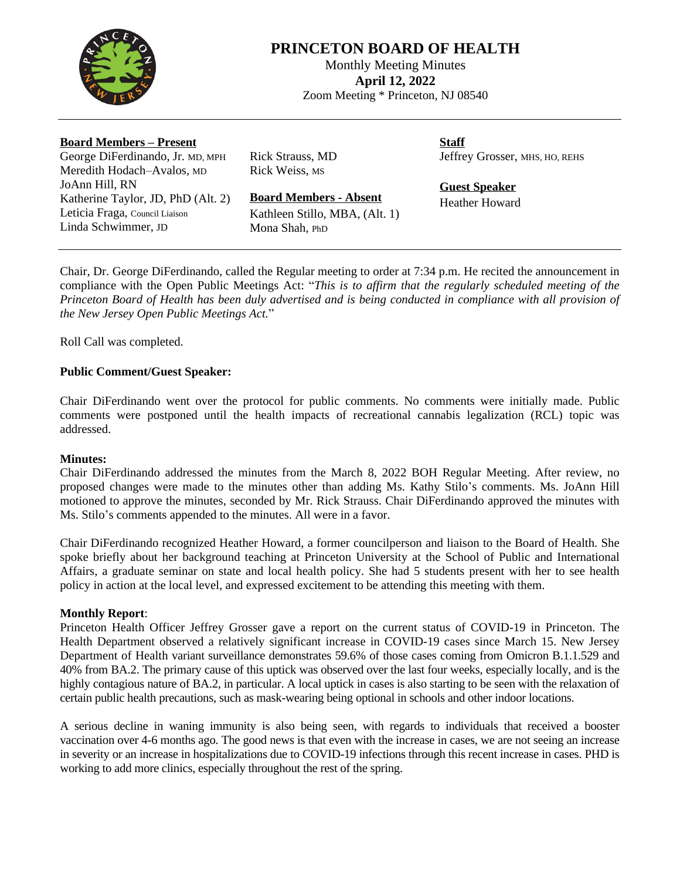# PRINCETON BOARD OF HEALTH

Monthly Meeting Minutes
**April 12, 2022**
Zoom Meeting * Princeton, NJ 08540

**Board Members – Present**
George DiFerdinando, Jr. MD, MPH
Meredith Hodach–Avalos, MD
JoAnn Hill, RN
Katherine Taylor, JD, PhD (Alt. 2)
Leticia Fraga, Council Liaison
Linda Schwimmer, JD
Rick Strauss, MD
Rick Weiss, MS

**Board Members - Absent**
Kathleen Stillo, MBA, (Alt. 1)
Mona Shah, PhD

**Staff**
Jeffrey Grosser, MHS, HO, REHS

**Guest Speaker**
Heather Howard

Chair, Dr. George DiFerdinando, called the Regular meeting to order at 7:34 p.m. He recited the announcement in compliance with the Open Public Meetings Act: "*This is to affirm that the regularly scheduled meeting of the Princeton Board of Health has been duly advertised and is being conducted in compliance with all provision of the New Jersey Open Public Meetings Act.*"

Roll Call was completed.

**Public Comment/Guest Speaker:**

Chair DiFerdinando went over the protocol for public comments. No comments were initially made. Public comments were postponed until the health impacts of recreational cannabis legalization (RCL) topic was addressed.

**Minutes:**
Chair DiFerdinando addressed the minutes from the March 8, 2022 BOH Regular Meeting. After review, no proposed changes were made to the minutes other than adding Ms. Kathy Stilo's comments. Ms. JoAnn Hill motioned to approve the minutes, seconded by Mr. Rick Strauss. Chair DiFerdinando approved the minutes with Ms. Stilo's comments appended to the minutes. All were in a favor.

Chair DiFerdinando recognized Heather Howard, a former councilperson and liaison to the Board of Health. She spoke briefly about her background teaching at Princeton University at the School of Public and International Affairs, a graduate seminar on state and local health policy. She had 5 students present with her to see health policy in action at the local level, and expressed excitement to be attending this meeting with them.

**Monthly Report**:
Princeton Health Officer Jeffrey Grosser gave a report on the current status of COVID-19 in Princeton. The Health Department observed a relatively significant increase in COVID-19 cases since March 15. New Jersey Department of Health variant surveillance demonstrates 59.6% of those cases coming from Omicron B.1.1.529 and 40% from BA.2. The primary cause of this uptick was observed over the last four weeks, especially locally, and is the highly contagious nature of BA.2, in particular. A local uptick in cases is also starting to be seen with the relaxation of certain public health precautions, such as mask-wearing being optional in schools and other indoor locations.

A serious decline in waning immunity is also being seen, with regards to individuals that received a booster vaccination over 4-6 months ago. The good news is that even with the increase in cases, we are not seeing an increase in severity or an increase in hospitalizations due to COVID-19 infections through this recent increase in cases. PHD is working to add more clinics, especially throughout the rest of the spring.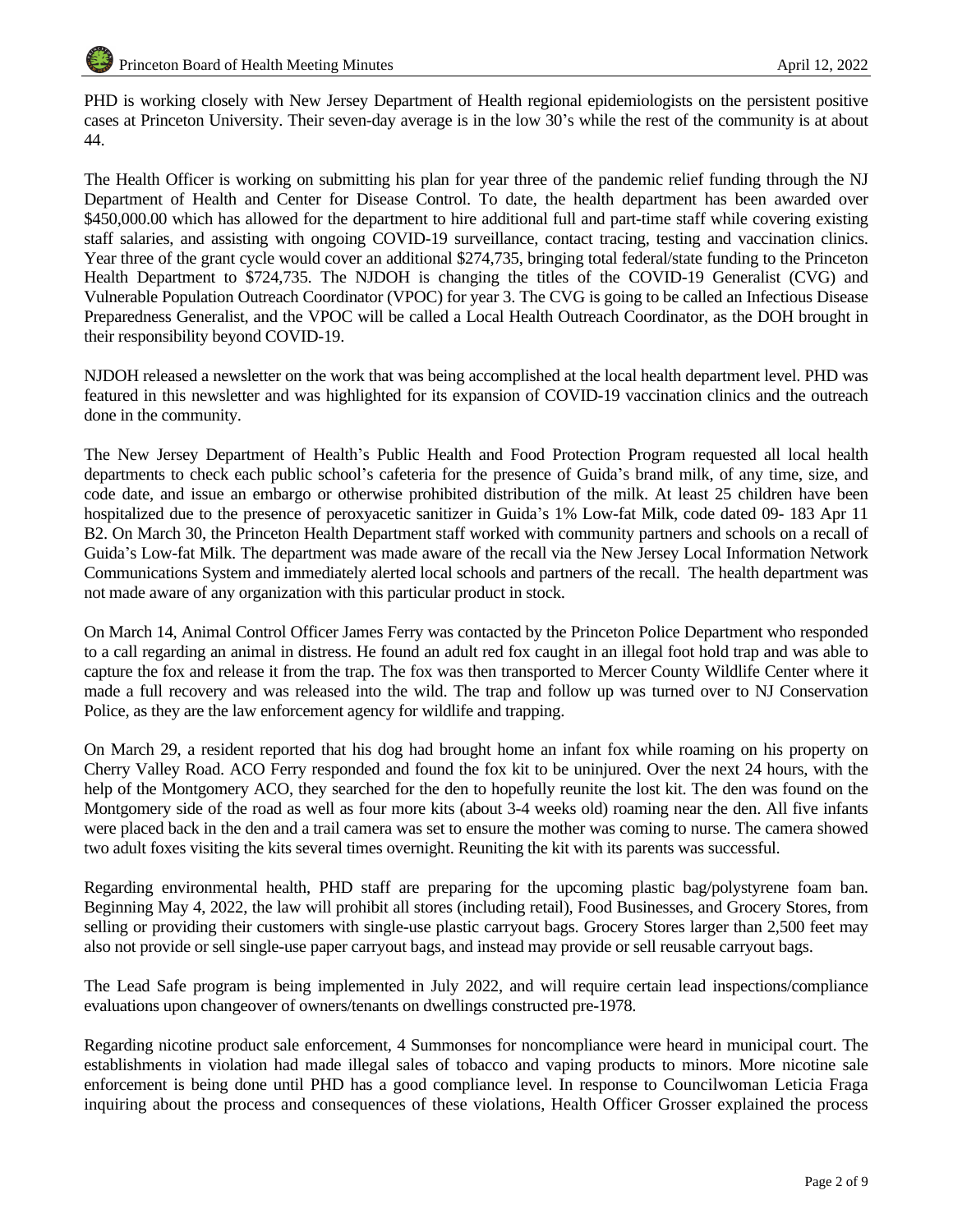PHD is working closely with New Jersey Department of Health regional epidemiologists on the persistent positive cases at Princeton University. Their seven-day average is in the low 30's while the rest of the community is at about 44.

The Health Officer is working on submitting his plan for year three of the pandemic relief funding through the NJ Department of Health and Center for Disease Control. To date, the health department has been awarded over $450,000.00 which has allowed for the department to hire additional full and part-time staff while covering existing staff salaries, and assisting with ongoing COVID-19 surveillance, contact tracing, testing and vaccination clinics. Year three of the grant cycle would cover an additional $274,735, bringing total federal/state funding to the Princeton Health Department to $724,735. The NJDOH is changing the titles of the COVID-19 Generalist (CVG) and Vulnerable Population Outreach Coordinator (VPOC) for year 3. The CVG is going to be called an Infectious Disease Preparedness Generalist, and the VPOC will be called a Local Health Outreach Coordinator, as the DOH brought in their responsibility beyond COVID-19.

NJDOH released a newsletter on the work that was being accomplished at the local health department level. PHD was featured in this newsletter and was highlighted for its expansion of COVID-19 vaccination clinics and the outreach done in the community.

The New Jersey Department of Health's Public Health and Food Protection Program requested all local health departments to check each public school's cafeteria for the presence of Guida's brand milk, of any time, size, and code date, and issue an embargo or otherwise prohibited distribution of the milk. At least 25 children have been hospitalized due to the presence of peroxyacetic sanitizer in Guida's 1% Low-fat Milk, code dated 09- 183 Apr 11 B2. On March 30, the Princeton Health Department staff worked with community partners and schools on a recall of Guida's Low-fat Milk. The department was made aware of the recall via the New Jersey Local Information Network Communications System and immediately alerted local schools and partners of the recall. The health department was not made aware of any organization with this particular product in stock.

On March 14, Animal Control Officer James Ferry was contacted by the Princeton Police Department who responded to a call regarding an animal in distress. He found an adult red fox caught in an illegal foot hold trap and was able to capture the fox and release it from the trap. The fox was then transported to Mercer County Wildlife Center where it made a full recovery and was released into the wild. The trap and follow up was turned over to NJ Conservation Police, as they are the law enforcement agency for wildlife and trapping.

On March 29, a resident reported that his dog had brought home an infant fox while roaming on his property on Cherry Valley Road. ACO Ferry responded and found the fox kit to be uninjured. Over the next 24 hours, with the help of the Montgomery ACO, they searched for the den to hopefully reunite the lost kit. The den was found on the Montgomery side of the road as well as four more kits (about 3-4 weeks old) roaming near the den. All five infants were placed back in the den and a trail camera was set to ensure the mother was coming to nurse. The camera showed two adult foxes visiting the kits several times overnight. Reuniting the kit with its parents was successful.

Regarding environmental health, PHD staff are preparing for the upcoming plastic bag/polystyrene foam ban. Beginning May 4, 2022, the law will prohibit all stores (including retail), Food Businesses, and Grocery Stores, from selling or providing their customers with single-use plastic carryout bags. Grocery Stores larger than 2,500 feet may also not provide or sell single-use paper carryout bags, and instead may provide or sell reusable carryout bags.

The Lead Safe program is being implemented in July 2022, and will require certain lead inspections/compliance evaluations upon changeover of owners/tenants on dwellings constructed pre-1978.

Regarding nicotine product sale enforcement, 4 Summonses for noncompliance were heard in municipal court. The establishments in violation had made illegal sales of tobacco and vaping products to minors. More nicotine sale enforcement is being done until PHD has a good compliance level. In response to Councilwoman Leticia Fraga inquiring about the process and consequences of these violations, Health Officer Grosser explained the process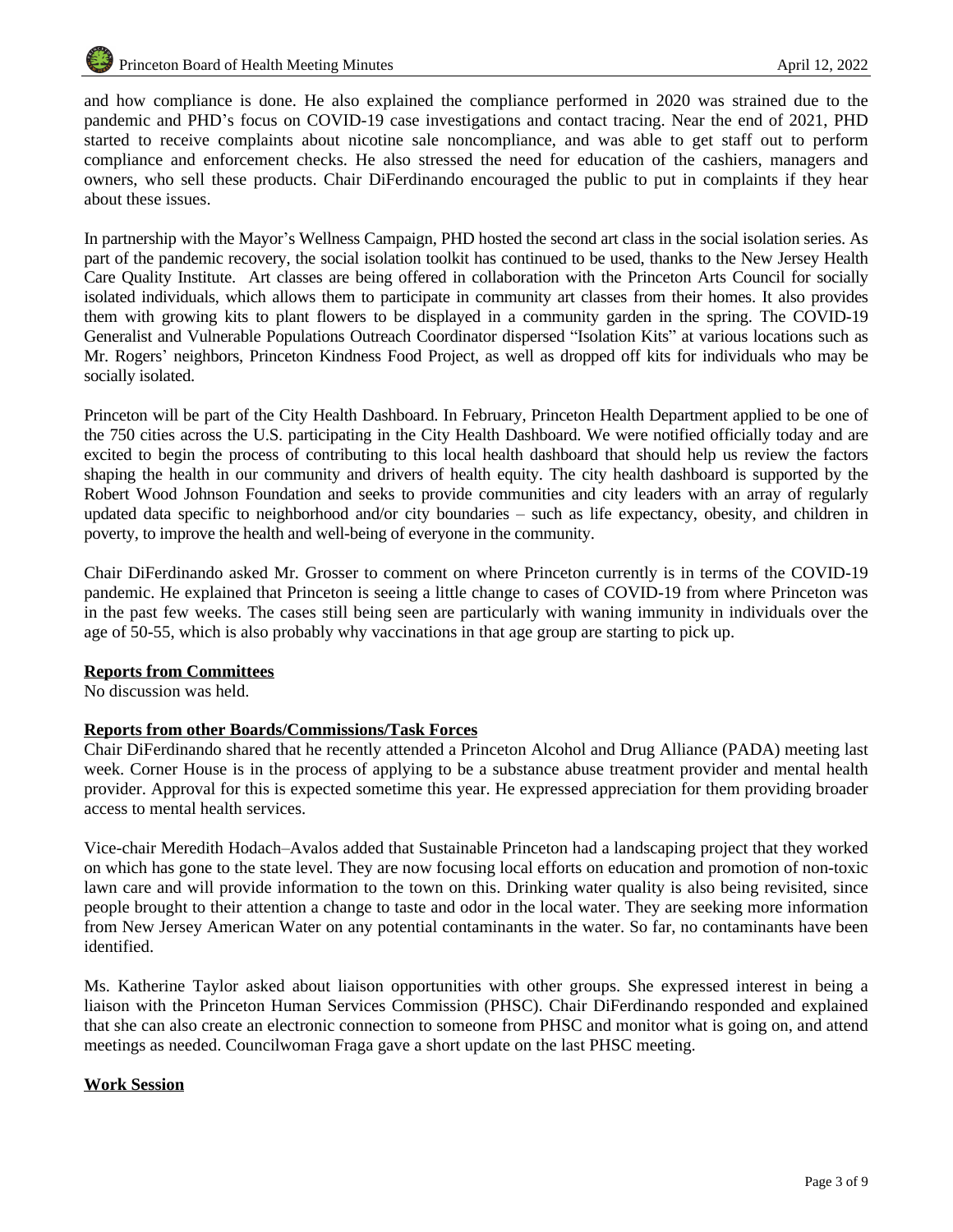and how compliance is done. He also explained the compliance performed in 2020 was strained due to the pandemic and PHD's focus on COVID-19 case investigations and contact tracing. Near the end of 2021, PHD started to receive complaints about nicotine sale noncompliance, and was able to get staff out to perform compliance and enforcement checks. He also stressed the need for education of the cashiers, managers and owners, who sell these products. Chair DiFerdinando encouraged the public to put in complaints if they hear about these issues.

In partnership with the Mayor's Wellness Campaign, PHD hosted the second art class in the social isolation series. As part of the pandemic recovery, the social isolation toolkit has continued to be used, thanks to the New Jersey Health Care Quality Institute. Art classes are being offered in collaboration with the Princeton Arts Council for socially isolated individuals, which allows them to participate in community art classes from their homes. It also provides them with growing kits to plant flowers to be displayed in a community garden in the spring. The COVID-19 Generalist and Vulnerable Populations Outreach Coordinator dispersed "Isolation Kits" at various locations such as Mr. Rogers' neighbors, Princeton Kindness Food Project, as well as dropped off kits for individuals who may be socially isolated.

Princeton will be part of the City Health Dashboard. In February, Princeton Health Department applied to be one of the 750 cities across the U.S. participating in the City Health Dashboard. We were notified officially today and are excited to begin the process of contributing to this local health dashboard that should help us review the factors shaping the health in our community and drivers of health equity. The city health dashboard is supported by the Robert Wood Johnson Foundation and seeks to provide communities and city leaders with an array of regularly updated data specific to neighborhood and/or city boundaries – such as life expectancy, obesity, and children in poverty, to improve the health and well-being of everyone in the community.

Chair DiFerdinando asked Mr. Grosser to comment on where Princeton currently is in terms of the COVID-19 pandemic. He explained that Princeton is seeing a little change to cases of COVID-19 from where Princeton was in the past few weeks. The cases still being seen are particularly with waning immunity in individuals over the age of 50-55, which is also probably why vaccinations in that age group are starting to pick up.

**Reports from Committees**

No discussion was held.

**Reports from other Boards/Commissions/Task Forces**

Chair DiFerdinando shared that he recently attended a Princeton Alcohol and Drug Alliance (PADA) meeting last week. Corner House is in the process of applying to be a substance abuse treatment provider and mental health provider. Approval for this is expected sometime this year. He expressed appreciation for them providing broader access to mental health services.

Vice-chair Meredith Hodach–Avalos added that Sustainable Princeton had a landscaping project that they worked on which has gone to the state level. They are now focusing local efforts on education and promotion of non-toxic lawn care and will provide information to the town on this. Drinking water quality is also being revisited, since people brought to their attention a change to taste and odor in the local water. They are seeking more information from New Jersey American Water on any potential contaminants in the water. So far, no contaminants have been identified.

Ms. Katherine Taylor asked about liaison opportunities with other groups. She expressed interest in being a liaison with the Princeton Human Services Commission (PHSC). Chair DiFerdinando responded and explained that she can also create an electronic connection to someone from PHSC and monitor what is going on, and attend meetings as needed. Councilwoman Fraga gave a short update on the last PHSC meeting.

**Work Session**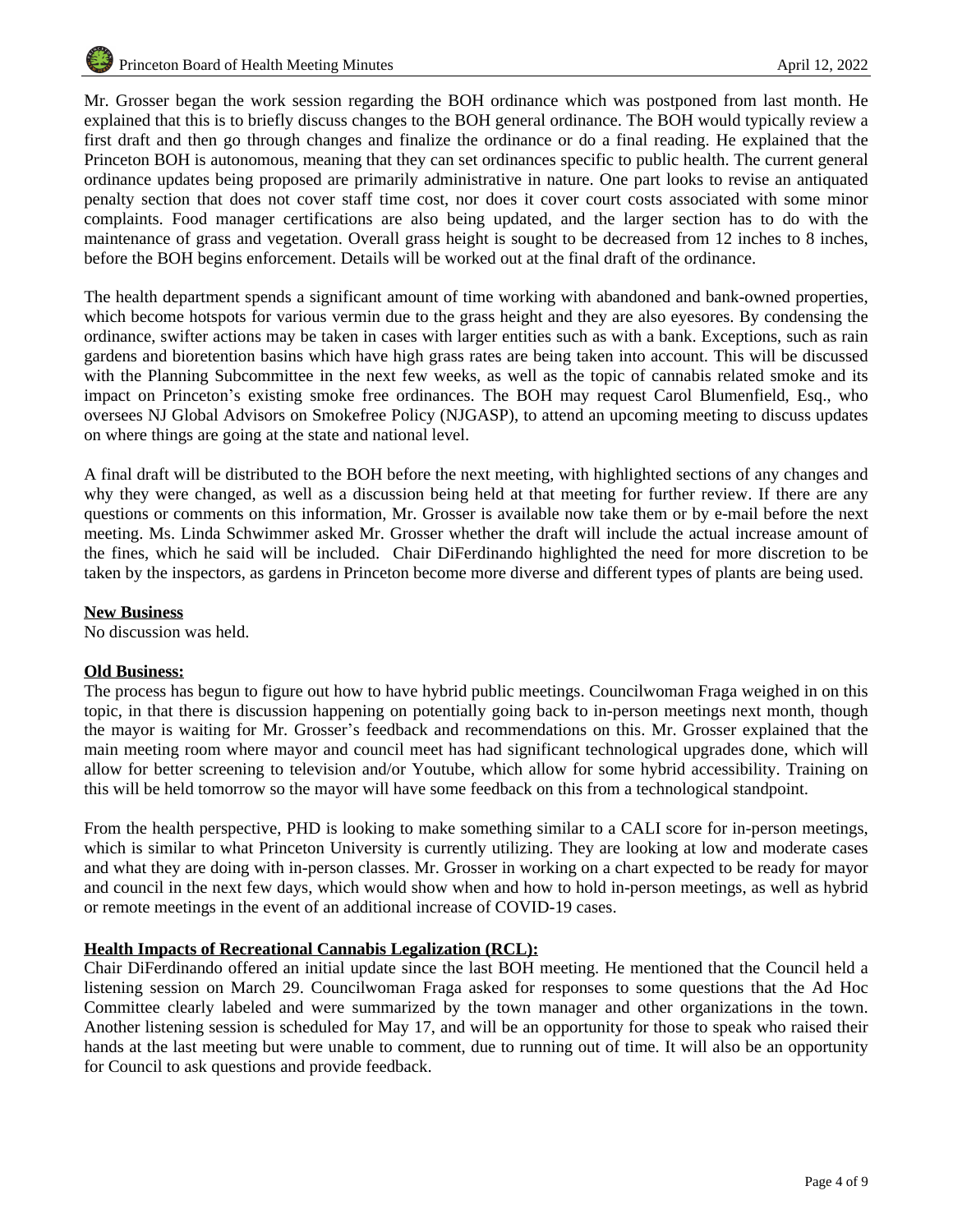Mr. Grosser began the work session regarding the BOH ordinance which was postponed from last month. He explained that this is to briefly discuss changes to the BOH general ordinance. The BOH would typically review a first draft and then go through changes and finalize the ordinance or do a final reading. He explained that the Princeton BOH is autonomous, meaning that they can set ordinances specific to public health. The current general ordinance updates being proposed are primarily administrative in nature. One part looks to revise an antiquated penalty section that does not cover staff time cost, nor does it cover court costs associated with some minor complaints. Food manager certifications are also being updated, and the larger section has to do with the maintenance of grass and vegetation. Overall grass height is sought to be decreased from 12 inches to 8 inches, before the BOH begins enforcement. Details will be worked out at the final draft of the ordinance.

The health department spends a significant amount of time working with abandoned and bank-owned properties, which become hotspots for various vermin due to the grass height and they are also eyesores. By condensing the ordinance, swifter actions may be taken in cases with larger entities such as with a bank. Exceptions, such as rain gardens and bioretention basins which have high grass rates are being taken into account. This will be discussed with the Planning Subcommittee in the next few weeks, as well as the topic of cannabis related smoke and its impact on Princeton's existing smoke free ordinances. The BOH may request Carol Blumenfield, Esq., who oversees NJ Global Advisors on Smokefree Policy (NJGASP), to attend an upcoming meeting to discuss updates on where things are going at the state and national level.

A final draft will be distributed to the BOH before the next meeting, with highlighted sections of any changes and why they were changed, as well as a discussion being held at that meeting for further review. If there are any questions or comments on this information, Mr. Grosser is available now take them or by e-mail before the next meeting. Ms. Linda Schwimmer asked Mr. Grosser whether the draft will include the actual increase amount of the fines, which he said will be included. Chair DiFerdinando highlighted the need for more discretion to be taken by the inspectors, as gardens in Princeton become more diverse and different types of plants are being used.

**New Business**

No discussion was held.

**Old Business:**

The process has begun to figure out how to have hybrid public meetings. Councilwoman Fraga weighed in on this topic, in that there is discussion happening on potentially going back to in-person meetings next month, though the mayor is waiting for Mr. Grosser's feedback and recommendations on this. Mr. Grosser explained that the main meeting room where mayor and council meet has had significant technological upgrades done, which will allow for better screening to television and/or Youtube, which allow for some hybrid accessibility. Training on this will be held tomorrow so the mayor will have some feedback on this from a technological standpoint.

From the health perspective, PHD is looking to make something similar to a CALI score for in-person meetings, which is similar to what Princeton University is currently utilizing. They are looking at low and moderate cases and what they are doing with in-person classes. Mr. Grosser in working on a chart expected to be ready for mayor and council in the next few days, which would show when and how to hold in-person meetings, as well as hybrid or remote meetings in the event of an additional increase of COVID-19 cases.

**Health Impacts of Recreational Cannabis Legalization (RCL):**

Chair DiFerdinando offered an initial update since the last BOH meeting. He mentioned that the Council held a listening session on March 29. Councilwoman Fraga asked for responses to some questions that the Ad Hoc Committee clearly labeled and were summarized by the town manager and other organizations in the town. Another listening session is scheduled for May 17, and will be an opportunity for those to speak who raised their hands at the last meeting but were unable to comment, due to running out of time. It will also be an opportunity for Council to ask questions and provide feedback.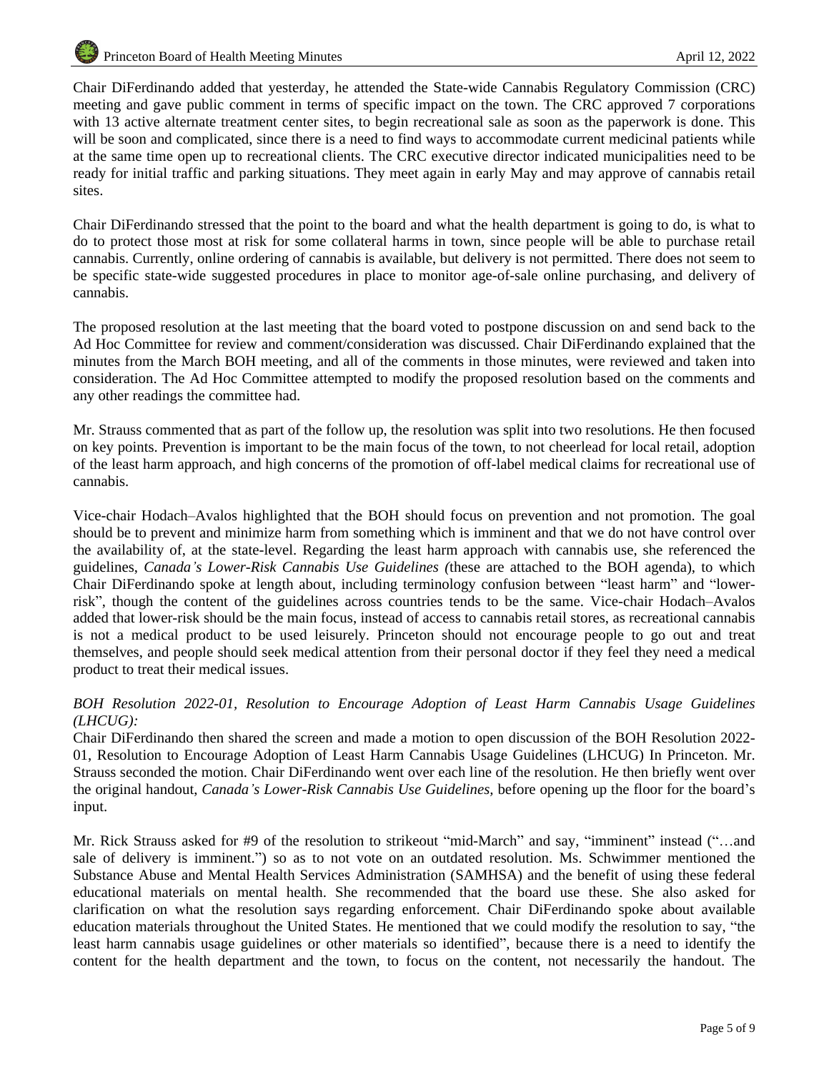Chair DiFerdinando added that yesterday, he attended the State-wide Cannabis Regulatory Commission (CRC) meeting and gave public comment in terms of specific impact on the town. The CRC approved 7 corporations with 13 active alternate treatment center sites, to begin recreational sale as soon as the paperwork is done. This will be soon and complicated, since there is a need to find ways to accommodate current medicinal patients while at the same time open up to recreational clients. The CRC executive director indicated municipalities need to be ready for initial traffic and parking situations. They meet again in early May and may approve of cannabis retail sites.

Chair DiFerdinando stressed that the point to the board and what the health department is going to do, is what to do to protect those most at risk for some collateral harms in town, since people will be able to purchase retail cannabis. Currently, online ordering of cannabis is available, but delivery is not permitted. There does not seem to be specific state-wide suggested procedures in place to monitor age-of-sale online purchasing, and delivery of cannabis.

The proposed resolution at the last meeting that the board voted to postpone discussion on and send back to the Ad Hoc Committee for review and comment/consideration was discussed. Chair DiFerdinando explained that the minutes from the March BOH meeting, and all of the comments in those minutes, were reviewed and taken into consideration. The Ad Hoc Committee attempted to modify the proposed resolution based on the comments and any other readings the committee had.

Mr. Strauss commented that as part of the follow up, the resolution was split into two resolutions. He then focused on key points. Prevention is important to be the main focus of the town, to not cheerlead for local retail, adoption of the least harm approach, and high concerns of the promotion of off-label medical claims for recreational use of cannabis.

Vice-chair Hodach–Avalos highlighted that the BOH should focus on prevention and not promotion. The goal should be to prevent and minimize harm from something which is imminent and that we do not have control over the availability of, at the state-level. Regarding the least harm approach with cannabis use, she referenced the guidelines, *Canada's Lower-Risk Cannabis Use Guidelines (*these are attached to the BOH agenda), to which Chair DiFerdinando spoke at length about, including terminology confusion between "least harm" and "lower-risk", though the content of the guidelines across countries tends to be the same. Vice-chair Hodach–Avalos added that lower-risk should be the main focus, instead of access to cannabis retail stores, as recreational cannabis is not a medical product to be used leisurely. Princeton should not encourage people to go out and treat themselves, and people should seek medical attention from their personal doctor if they feel they need a medical product to treat their medical issues.

*BOH Resolution 2022-01, Resolution to Encourage Adoption of Least Harm Cannabis Usage Guidelines (LHCUG):*

Chair DiFerdinando then shared the screen and made a motion to open discussion of the BOH Resolution 2022-01, Resolution to Encourage Adoption of Least Harm Cannabis Usage Guidelines (LHCUG) In Princeton. Mr. Strauss seconded the motion. Chair DiFerdinando went over each line of the resolution. He then briefly went over the original handout, *Canada's Lower-Risk Cannabis Use Guidelines,* before opening up the floor for the board's input.

Mr. Rick Strauss asked for #9 of the resolution to strikeout "mid-March" and say, "imminent" instead ("…and sale of delivery is imminent.") so as to not vote on an outdated resolution. Ms. Schwimmer mentioned the Substance Abuse and Mental Health Services Administration (SAMHSA) and the benefit of using these federal educational materials on mental health. She recommended that the board use these. She also asked for clarification on what the resolution says regarding enforcement. Chair DiFerdinando spoke about available education materials throughout the United States. He mentioned that we could modify the resolution to say, "the least harm cannabis usage guidelines or other materials so identified", because there is a need to identify the content for the health department and the town, to focus on the content, not necessarily the handout. The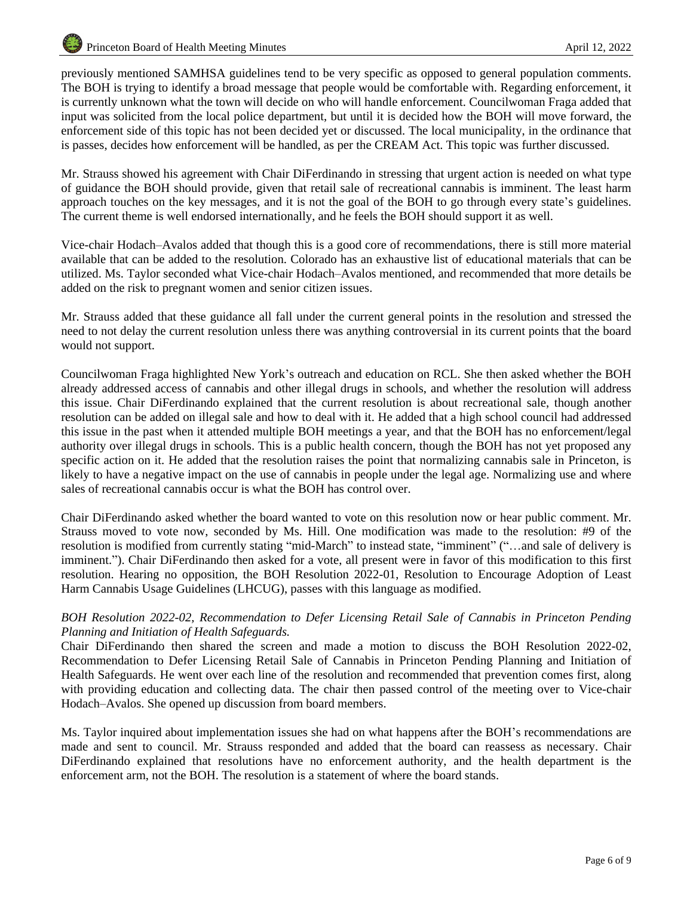previously mentioned SAMHSA guidelines tend to be very specific as opposed to general population comments. The BOH is trying to identify a broad message that people would be comfortable with. Regarding enforcement, it is currently unknown what the town will decide on who will handle enforcement. Councilwoman Fraga added that input was solicited from the local police department, but until it is decided how the BOH will move forward, the enforcement side of this topic has not been decided yet or discussed. The local municipality, in the ordinance that is passes, decides how enforcement will be handled, as per the CREAM Act. This topic was further discussed.

Mr. Strauss showed his agreement with Chair DiFerdinando in stressing that urgent action is needed on what type of guidance the BOH should provide, given that retail sale of recreational cannabis is imminent. The least harm approach touches on the key messages, and it is not the goal of the BOH to go through every state's guidelines. The current theme is well endorsed internationally, and he feels the BOH should support it as well.

Vice-chair Hodach–Avalos added that though this is a good core of recommendations, there is still more material available that can be added to the resolution. Colorado has an exhaustive list of educational materials that can be utilized. Ms. Taylor seconded what Vice-chair Hodach–Avalos mentioned, and recommended that more details be added on the risk to pregnant women and senior citizen issues.

Mr. Strauss added that these guidance all fall under the current general points in the resolution and stressed the need to not delay the current resolution unless there was anything controversial in its current points that the board would not support.

Councilwoman Fraga highlighted New York's outreach and education on RCL. She then asked whether the BOH already addressed access of cannabis and other illegal drugs in schools, and whether the resolution will address this issue. Chair DiFerdinando explained that the current resolution is about recreational sale, though another resolution can be added on illegal sale and how to deal with it. He added that a high school council had addressed this issue in the past when it attended multiple BOH meetings a year, and that the BOH has no enforcement/legal authority over illegal drugs in schools. This is a public health concern, though the BOH has not yet proposed any specific action on it. He added that the resolution raises the point that normalizing cannabis sale in Princeton, is likely to have a negative impact on the use of cannabis in people under the legal age. Normalizing use and where sales of recreational cannabis occur is what the BOH has control over.

Chair DiFerdinando asked whether the board wanted to vote on this resolution now or hear public comment. Mr. Strauss moved to vote now, seconded by Ms. Hill. One modification was made to the resolution: #9 of the resolution is modified from currently stating "mid-March" to instead state, "imminent" ("…and sale of delivery is imminent."). Chair DiFerdinando then asked for a vote, all present were in favor of this modification to this first resolution. Hearing no opposition, the BOH Resolution 2022-01, Resolution to Encourage Adoption of Least Harm Cannabis Usage Guidelines (LHCUG), passes with this language as modified.

*BOH Resolution 2022-02, Recommendation to Defer Licensing Retail Sale of Cannabis in Princeton Pending Planning and Initiation of Health Safeguards.*

Chair DiFerdinando then shared the screen and made a motion to discuss the BOH Resolution 2022-02, Recommendation to Defer Licensing Retail Sale of Cannabis in Princeton Pending Planning and Initiation of Health Safeguards. He went over each line of the resolution and recommended that prevention comes first, along with providing education and collecting data. The chair then passed control of the meeting over to Vice-chair Hodach–Avalos. She opened up discussion from board members.

Ms. Taylor inquired about implementation issues she had on what happens after the BOH's recommendations are made and sent to council. Mr. Strauss responded and added that the board can reassess as necessary. Chair DiFerdinando explained that resolutions have no enforcement authority, and the health department is the enforcement arm, not the BOH. The resolution is a statement of where the board stands.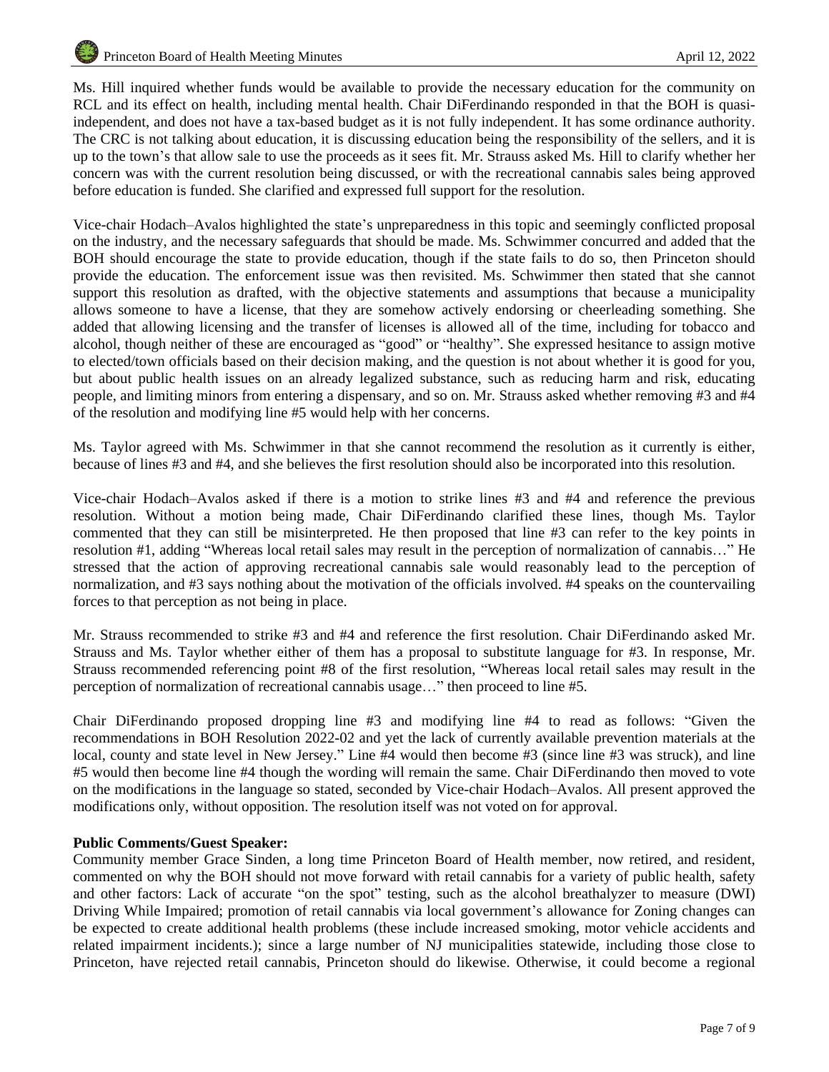Ms. Hill inquired whether funds would be available to provide the necessary education for the community on RCL and its effect on health, including mental health. Chair DiFerdinando responded in that the BOH is quasi-independent, and does not have a tax-based budget as it is not fully independent. It has some ordinance authority. The CRC is not talking about education, it is discussing education being the responsibility of the sellers, and it is up to the town's that allow sale to use the proceeds as it sees fit. Mr. Strauss asked Ms. Hill to clarify whether her concern was with the current resolution being discussed, or with the recreational cannabis sales being approved before education is funded. She clarified and expressed full support for the resolution.

Vice-chair Hodach–Avalos highlighted the state's unpreparedness in this topic and seemingly conflicted proposal on the industry, and the necessary safeguards that should be made. Ms. Schwimmer concurred and added that the BOH should encourage the state to provide education, though if the state fails to do so, then Princeton should provide the education. The enforcement issue was then revisited. Ms. Schwimmer then stated that she cannot support this resolution as drafted, with the objective statements and assumptions that because a municipality allows someone to have a license, that they are somehow actively endorsing or cheerleading something. She added that allowing licensing and the transfer of licenses is allowed all of the time, including for tobacco and alcohol, though neither of these are encouraged as "good" or "healthy". She expressed hesitance to assign motive to elected/town officials based on their decision making, and the question is not about whether it is good for you, but about public health issues on an already legalized substance, such as reducing harm and risk, educating people, and limiting minors from entering a dispensary, and so on. Mr. Strauss asked whether removing #3 and #4 of the resolution and modifying line #5 would help with her concerns.

Ms. Taylor agreed with Ms. Schwimmer in that she cannot recommend the resolution as it currently is either, because of lines #3 and #4, and she believes the first resolution should also be incorporated into this resolution.

Vice-chair Hodach–Avalos asked if there is a motion to strike lines #3 and #4 and reference the previous resolution. Without a motion being made, Chair DiFerdinando clarified these lines, though Ms. Taylor commented that they can still be misinterpreted. He then proposed that line #3 can refer to the key points in resolution #1, adding "Whereas local retail sales may result in the perception of normalization of cannabis…" He stressed that the action of approving recreational cannabis sale would reasonably lead to the perception of normalization, and #3 says nothing about the motivation of the officials involved. #4 speaks on the countervailing forces to that perception as not being in place.

Mr. Strauss recommended to strike #3 and #4 and reference the first resolution. Chair DiFerdinando asked Mr. Strauss and Ms. Taylor whether either of them has a proposal to substitute language for #3. In response, Mr. Strauss recommended referencing point #8 of the first resolution, "Whereas local retail sales may result in the perception of normalization of recreational cannabis usage…" then proceed to line #5.

Chair DiFerdinando proposed dropping line #3 and modifying line #4 to read as follows: "Given the recommendations in BOH Resolution 2022-02 and yet the lack of currently available prevention materials at the local, county and state level in New Jersey." Line #4 would then become #3 (since line #3 was struck), and line #5 would then become line #4 though the wording will remain the same. Chair DiFerdinando then moved to vote on the modifications in the language so stated, seconded by Vice-chair Hodach–Avalos. All present approved the modifications only, without opposition. The resolution itself was not voted on for approval.

**Public Comments/Guest Speaker:**

Community member Grace Sinden, a long time Princeton Board of Health member, now retired, and resident, commented on why the BOH should not move forward with retail cannabis for a variety of public health, safety and other factors: Lack of accurate "on the spot" testing, such as the alcohol breathalyzer to measure (DWI) Driving While Impaired; promotion of retail cannabis via local government's allowance for Zoning changes can be expected to create additional health problems (these include increased smoking, motor vehicle accidents and related impairment incidents.); since a large number of NJ municipalities statewide, including those close to Princeton, have rejected retail cannabis, Princeton should do likewise. Otherwise, it could become a regional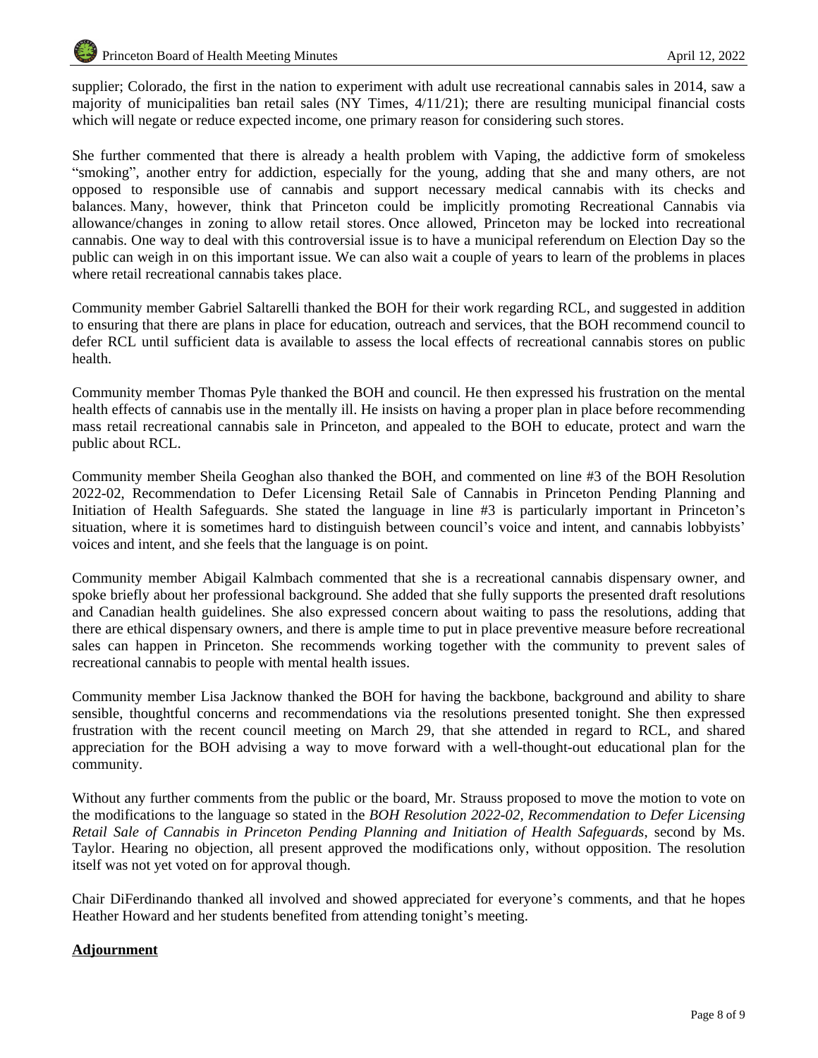supplier; Colorado, the first in the nation to experiment with adult use recreational cannabis sales in 2014, saw a majority of municipalities ban retail sales (NY Times, 4/11/21); there are resulting municipal financial costs which will negate or reduce expected income, one primary reason for considering such stores.

She further commented that there is already a health problem with Vaping, the addictive form of smokeless "smoking", another entry for addiction, especially for the young, adding that she and many others, are not opposed to responsible use of cannabis and support necessary medical cannabis with its checks and balances. Many, however, think that Princeton could be implicitly promoting Recreational Cannabis via allowance/changes in zoning to allow retail stores. Once allowed, Princeton may be locked into recreational cannabis. One way to deal with this controversial issue is to have a municipal referendum on Election Day so the public can weigh in on this important issue. We can also wait a couple of years to learn of the problems in places where retail recreational cannabis takes place.

Community member Gabriel Saltarelli thanked the BOH for their work regarding RCL, and suggested in addition to ensuring that there are plans in place for education, outreach and services, that the BOH recommend council to defer RCL until sufficient data is available to assess the local effects of recreational cannabis stores on public health.

Community member Thomas Pyle thanked the BOH and council. He then expressed his frustration on the mental health effects of cannabis use in the mentally ill. He insists on having a proper plan in place before recommending mass retail recreational cannabis sale in Princeton, and appealed to the BOH to educate, protect and warn the public about RCL.

Community member Sheila Geoghan also thanked the BOH, and commented on line #3 of the BOH Resolution 2022-02, Recommendation to Defer Licensing Retail Sale of Cannabis in Princeton Pending Planning and Initiation of Health Safeguards. She stated the language in line #3 is particularly important in Princeton's situation, where it is sometimes hard to distinguish between council's voice and intent, and cannabis lobbyists' voices and intent, and she feels that the language is on point.

Community member Abigail Kalmbach commented that she is a recreational cannabis dispensary owner, and spoke briefly about her professional background. She added that she fully supports the presented draft resolutions and Canadian health guidelines. She also expressed concern about waiting to pass the resolutions, adding that there are ethical dispensary owners, and there is ample time to put in place preventive measure before recreational sales can happen in Princeton. She recommends working together with the community to prevent sales of recreational cannabis to people with mental health issues.

Community member Lisa Jacknow thanked the BOH for having the backbone, background and ability to share sensible, thoughtful concerns and recommendations via the resolutions presented tonight. She then expressed frustration with the recent council meeting on March 29, that she attended in regard to RCL, and shared appreciation for the BOH advising a way to move forward with a well-thought-out educational plan for the community.

Without any further comments from the public or the board, Mr. Strauss proposed to move the motion to vote on the modifications to the language so stated in the *BOH Resolution 2022-02, Recommendation to Defer Licensing Retail Sale of Cannabis in Princeton Pending Planning and Initiation of Health Safeguards*, second by Ms. Taylor. Hearing no objection, all present approved the modifications only, without opposition. The resolution itself was not yet voted on for approval though.

Chair DiFerdinando thanked all involved and showed appreciated for everyone's comments, and that he hopes Heather Howard and her students benefited from attending tonight's meeting.

**Adjournment**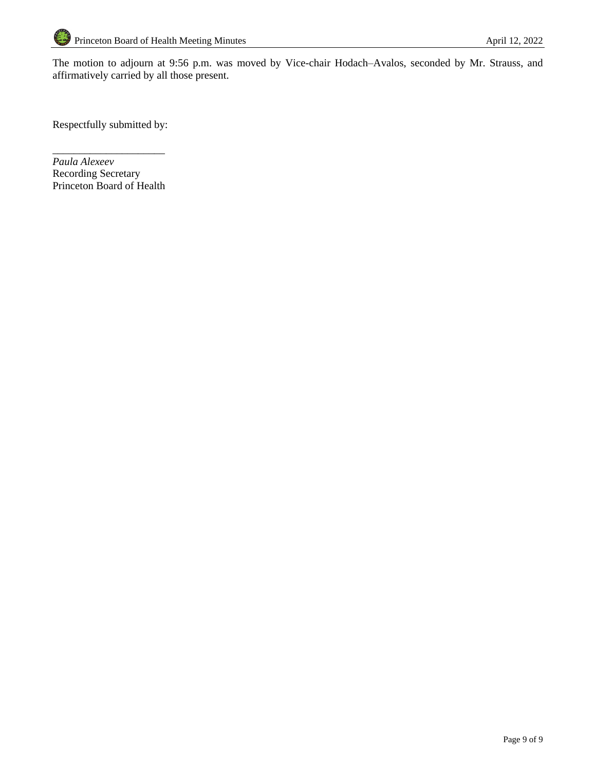The motion to adjourn at 9:56 p.m. was moved by Vice-chair Hodach–Avalos, seconded by Mr. Strauss, and affirmatively carried by all those present.

Respectfully submitted by:

_____________________

*Paula Alexeev*
Recording Secretary
Princeton Board of Health